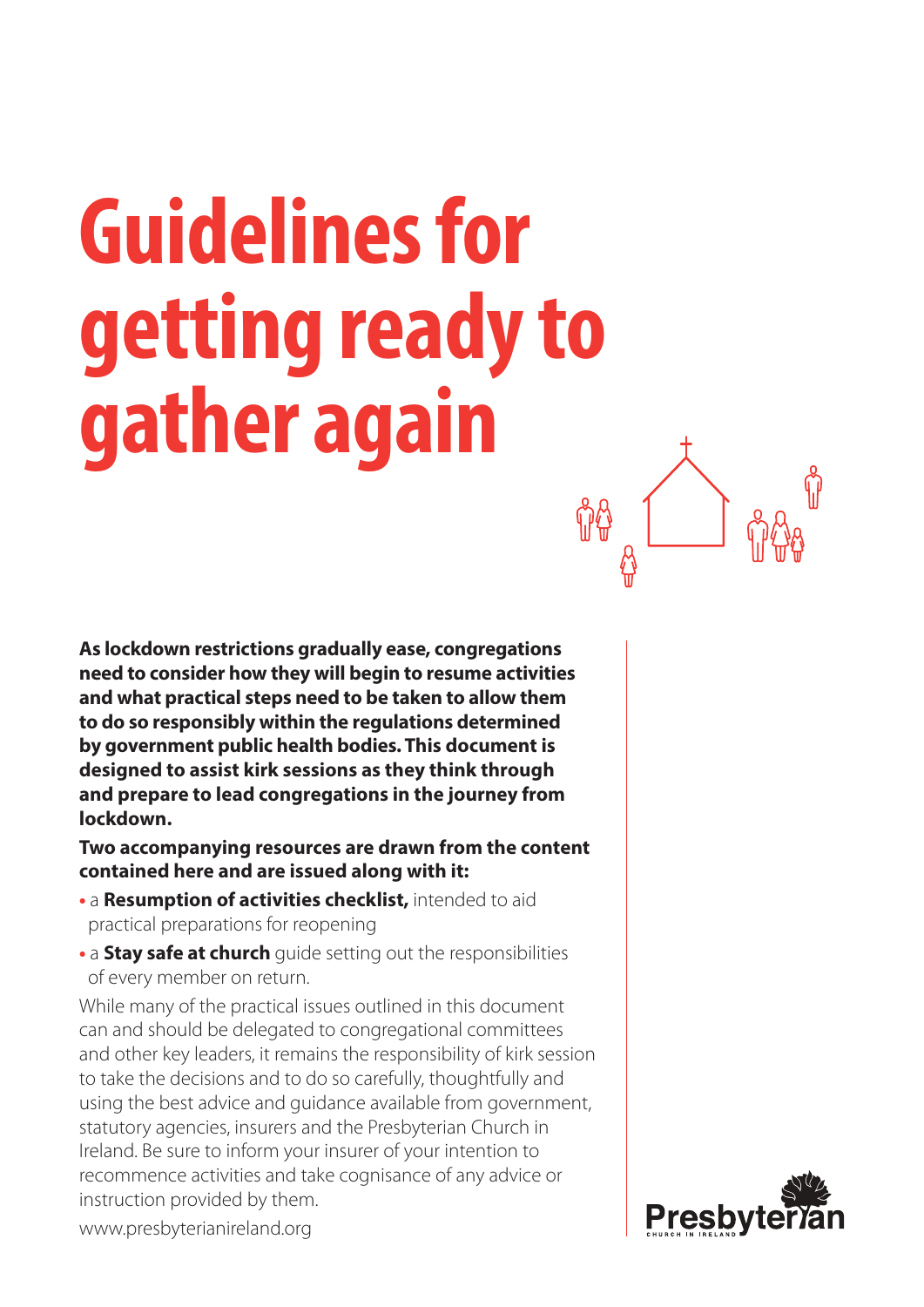# Guidelines for getting ready to gather again

**As lockdown restrictions gradually ease, congregations need to consider how they will begin to resume activities and what practical steps need to be taken to allow them to do so responsibly within the regulations determined by government public health bodies. This document is designed to assist kirk sessions as they think through and prepare to lead congregations in the journey from lockdown.**

**Two accompanying resources are drawn from the content contained here and are issued along with it:**

- a **Resumption of activities checklist,** intended to aid practical preparations for reopening
- a **Stay safe at church** guide setting out the responsibilities of every member on return.

While many of the practical issues outlined in this document can and should be delegated to congregational committees and other key leaders, it remains the responsibility of kirk session to take the decisions and to do so carefully, thoughtfully and using the best advice and guidance available from government, statutory agencies, insurers and the Presbyterian Church in Ireland. Be sure to inform your insurer of your intention to recommence activities and take cognisance of any advice or instruction provided by them.

www.presbyterianireland.org

Presbyterian CHURCH IN IRELAND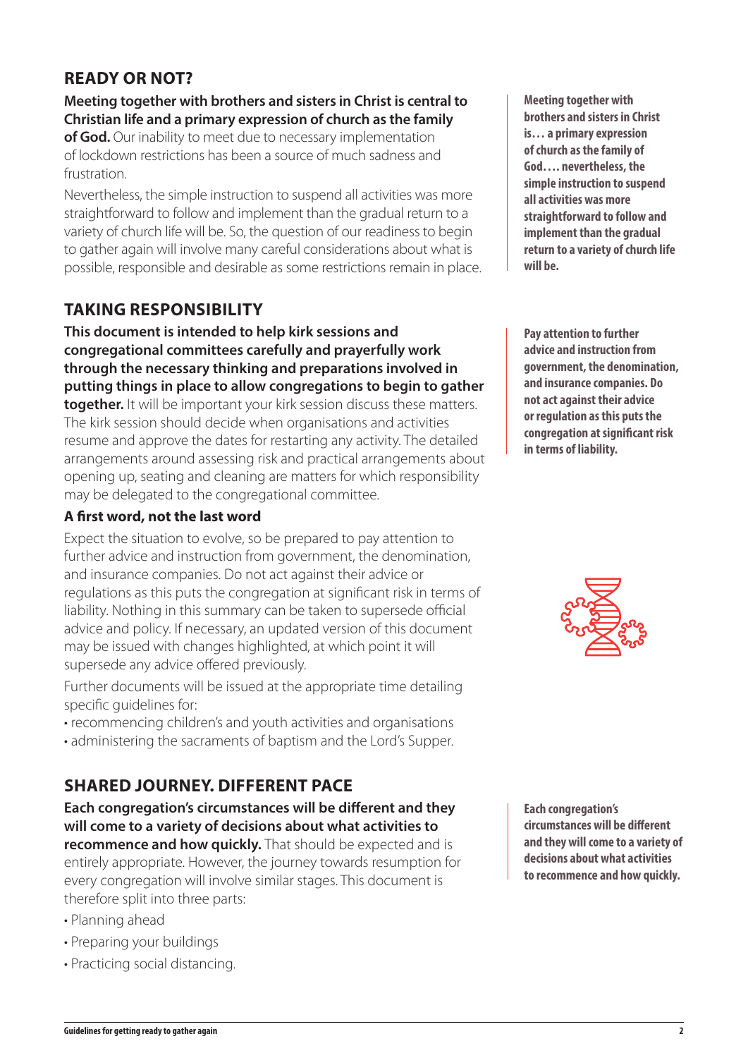## READY OR NOT?

**Meeting together with brothers and sisters in Christ is central to Christian life and a primary expression of church as the family of God.** Our inability to meet due to necessary implementation of lockdown restrictions has been a source of much sadness and frustration.

Nevertheless, the simple instruction to suspend all activities was more straightforward to follow and implement than the gradual return to a variety of church life will be. So, the question of our readiness to begin to gather again will involve many careful considerations about what is possible, responsible and desirable as some restrictions remain in place.

**Meeting together with brothers and sisters in Christ is… a primary expression of church as the family of God…. nevertheless, the simple instruction to suspend all activities was more straightforward to follow and implement than the gradual return to a variety of church life will be.**

## TAKING RESPONSIBILITY

**This document is intended to help kirk sessions and congregational committees carefully and prayerfully work through the necessary thinking and preparations involved in putting things in place to allow congregations to begin to gather together.** It will be important your kirk session discuss these matters. The kirk session should decide when organisations and activities resume and approve the dates for restarting any activity. The detailed arrangements around assessing risk and practical arrangements about opening up, seating and cleaning are matters for which responsibility may be delegated to the congregational committee.

**Pay attention to further advice and instruction from government, the denomination, and insurance companies. Do not act against their advice or regulation as this puts the congregation at significant risk in terms of liability.**

### A first word, not the last word

Expect the situation to evolve, so be prepared to pay attention to further advice and instruction from government, the denomination, and insurance companies. Do not act against their advice or regulations as this puts the congregation at significant risk in terms of liability. Nothing in this summary can be taken to supersede official advice and policy. If necessary, an updated version of this document may be issued with changes highlighted, at which point it will supersede any advice offered previously.

Further documents will be issued at the appropriate time detailing specific guidelines for:

- recommencing children's and youth activities and organisations
- administering the sacraments of baptism and the Lord's Supper.

## SHARED JOURNEY. DIFFERENT PACE

**Each congregation's circumstances will be different and they will come to a variety of decisions about what activities to recommence and how quickly.** That should be expected and is entirely appropriate. However, the journey towards resumption for every congregation will involve similar stages. This document is therefore split into three parts:

- Planning ahead
- Preparing your buildings
- Practicing social distancing.

**Each congregation's circumstances will be different and they will come to a variety of decisions about what activities to recommence and how quickly.**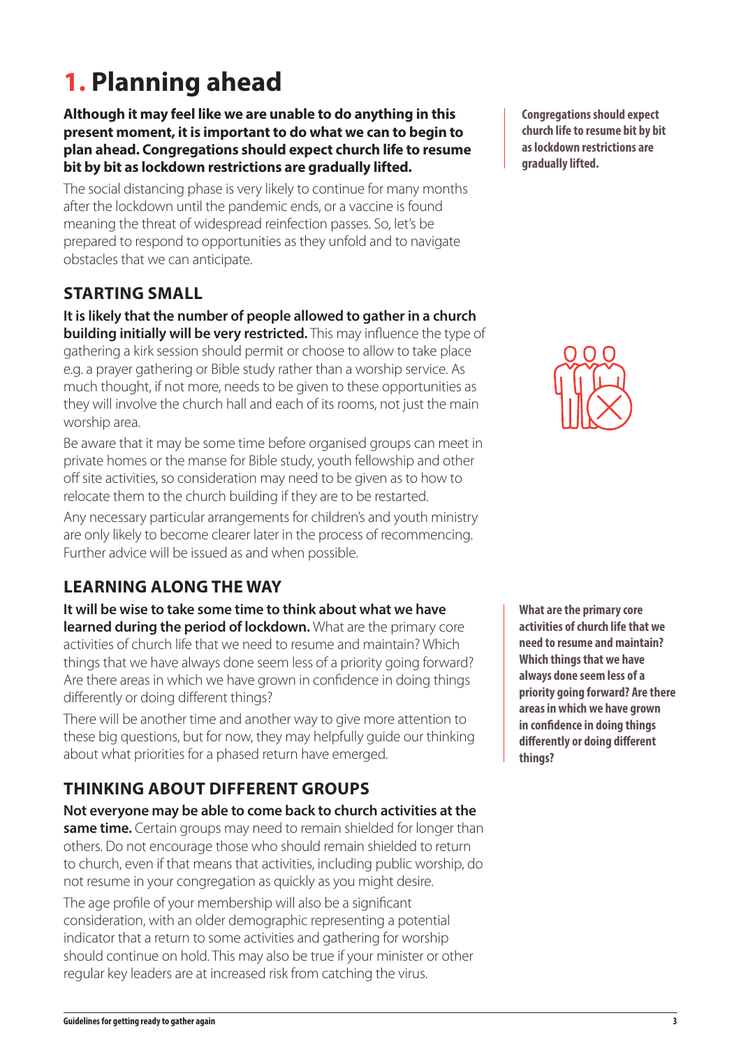# 1. Planning ahead

**Although it may feel like we are unable to do anything in this present moment, it is important to do what we can to begin to plan ahead. Congregations should expect church life to resume bit by bit as lockdown restrictions are gradually lifted.**

The social distancing phase is very likely to continue for many months after the lockdown until the pandemic ends, or a vaccine is found meaning the threat of widespread reinfection passes. So, let's be prepared to respond to opportunities as they unfold and to navigate obstacles that we can anticipate.

**Congregations should expect church life to resume bit by bit as lockdown restrictions are gradually lifted.**

## STARTING SMALL

**It is likely that the number of people allowed to gather in a church building initially will be very restricted.** This may influence the type of gathering a kirk session should permit or choose to allow to take place e.g. a prayer gathering or Bible study rather than a worship service. As much thought, if not more, needs to be given to these opportunities as they will involve the church hall and each of its rooms, not just the main worship area.

Be aware that it may be some time before organised groups can meet in private homes or the manse for Bible study, youth fellowship and other off site activities, so consideration may need to be given as to how to relocate them to the church building if they are to be restarted.

Any necessary particular arrangements for children's and youth ministry are only likely to become clearer later in the process of recommencing. Further advice will be issued as and when possible.

## LEARNING ALONG THE WAY

**It will be wise to take some time to think about what we have learned during the period of lockdown.** What are the primary core activities of church life that we need to resume and maintain? Which things that we have always done seem less of a priority going forward? Are there areas in which we have grown in confidence in doing things differently or doing different things?

There will be another time and another way to give more attention to these big questions, but for now, they may helpfully guide our thinking about what priorities for a phased return have emerged.

**What are the primary core activities of church life that we need to resume and maintain? Which things that we have always done seem less of a priority going forward? Are there areas in which we have grown in confidence in doing things differently or doing different things?**

## THINKING ABOUT DIFFERENT GROUPS

**Not everyone may be able to come back to church activities at the same time.** Certain groups may need to remain shielded for longer than others. Do not encourage those who should remain shielded to return to church, even if that means that activities, including public worship, do not resume in your congregation as quickly as you might desire.

The age profile of your membership will also be a significant consideration, with an older demographic representing a potential indicator that a return to some activities and gathering for worship should continue on hold. This may also be true if your minister or other regular key leaders are at increased risk from catching the virus.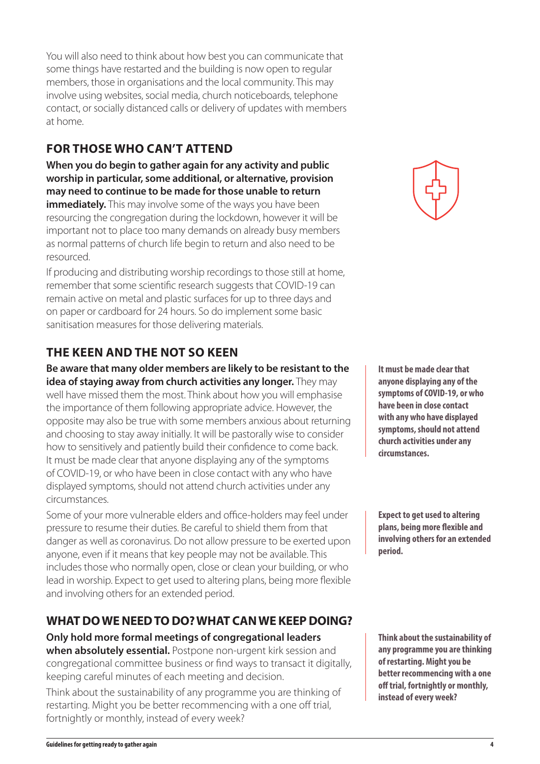You will also need to think about how best you can communicate that some things have restarted and the building is now open to regular members, those in organisations and the local community. This may involve using websites, social media, church noticeboards, telephone contact, or socially distanced calls or delivery of updates with members at home.

## FOR THOSE WHO CAN'T ATTEND

**When you do begin to gather again for any activity and public worship in particular, some additional, or alternative, provision may need to continue to be made for those unable to return immediately.** This may involve some of the ways you have been resourcing the congregation during the lockdown, however it will be important not to place too many demands on already busy members as normal patterns of church life begin to return and also need to be resourced.

If producing and distributing worship recordings to those still at home, remember that some scientific research suggests that COVID-19 can remain active on metal and plastic surfaces for up to three days and on paper or cardboard for 24 hours. So do implement some basic sanitisation measures for those delivering materials.

## THE KEEN AND THE NOT SO KEEN

**Be aware that many older members are likely to be resistant to the idea of staying away from church activities any longer.** They may well have missed them the most. Think about how you will emphasise the importance of them following appropriate advice. However, the opposite may also be true with some members anxious about returning and choosing to stay away initially. It will be pastorally wise to consider how to sensitively and patiently build their confidence to come back. It must be made clear that anyone displaying any of the symptoms of COVID-19, or who have been in close contact with any who have displayed symptoms, should not attend church activities under any circumstances.

**It must be made clear that anyone displaying any of the symptoms of COVID-19, or who have been in close contact with any who have displayed symptoms, should not attend church activities under any circumstances.**

Some of your more vulnerable elders and office-holders may feel under pressure to resume their duties. Be careful to shield them from that danger as well as coronavirus. Do not allow pressure to be exerted upon anyone, even if it means that key people may not be available. This includes those who normally open, close or clean your building, or who lead in worship. Expect to get used to altering plans, being more flexible and involving others for an extended period.

**Expect to get used to altering plans, being more flexible and involving others for an extended period.**

## WHAT DO WE NEED TO DO? WHAT CAN WE KEEP DOING?

**Only hold more formal meetings of congregational leaders when absolutely essential.** Postpone non-urgent kirk session and congregational committee business or find ways to transact it digitally, keeping careful minutes of each meeting and decision.

Think about the sustainability of any programme you are thinking of restarting. Might you be better recommencing with a one off trial, fortnightly or monthly, instead of every week?

**Think about the sustainability of any programme you are thinking of restarting. Might you be better recommencing with a one off trial, fortnightly or monthly, instead of every week?**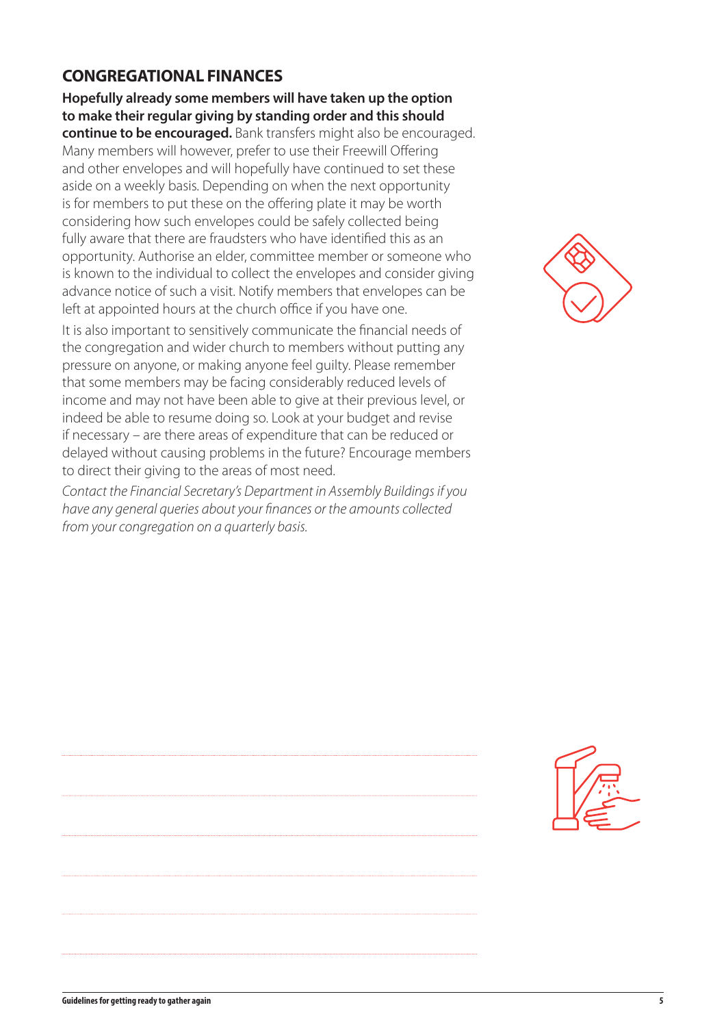## CONGREGATIONAL FINANCES

**Hopefully already some members will have taken up the option to make their regular giving by standing order and this should continue to be encouraged.** Bank transfers might also be encouraged. Many members will however, prefer to use their Freewill Offering and other envelopes and will hopefully have continued to set these aside on a weekly basis. Depending on when the next opportunity is for members to put these on the offering plate it may be worth considering how such envelopes could be safely collected being fully aware that there are fraudsters who have identified this as an opportunity. Authorise an elder, committee member or someone who is known to the individual to collect the envelopes and consider giving advance notice of such a visit. Notify members that envelopes can be left at appointed hours at the church office if you have one.

It is also important to sensitively communicate the financial needs of the congregation and wider church to members without putting any pressure on anyone, or making anyone feel guilty. Please remember that some members may be facing considerably reduced levels of income and may not have been able to give at their previous level, or indeed be able to resume doing so. Look at your budget and revise if necessary – are there areas of expenditure that can be reduced or delayed without causing problems in the future? Encourage members to direct their giving to the areas of most need.

*Contact the Financial Secretary's Department in Assembly Buildings if you have any general queries about your finances or the amounts collected from your congregation on a quarterly basis.*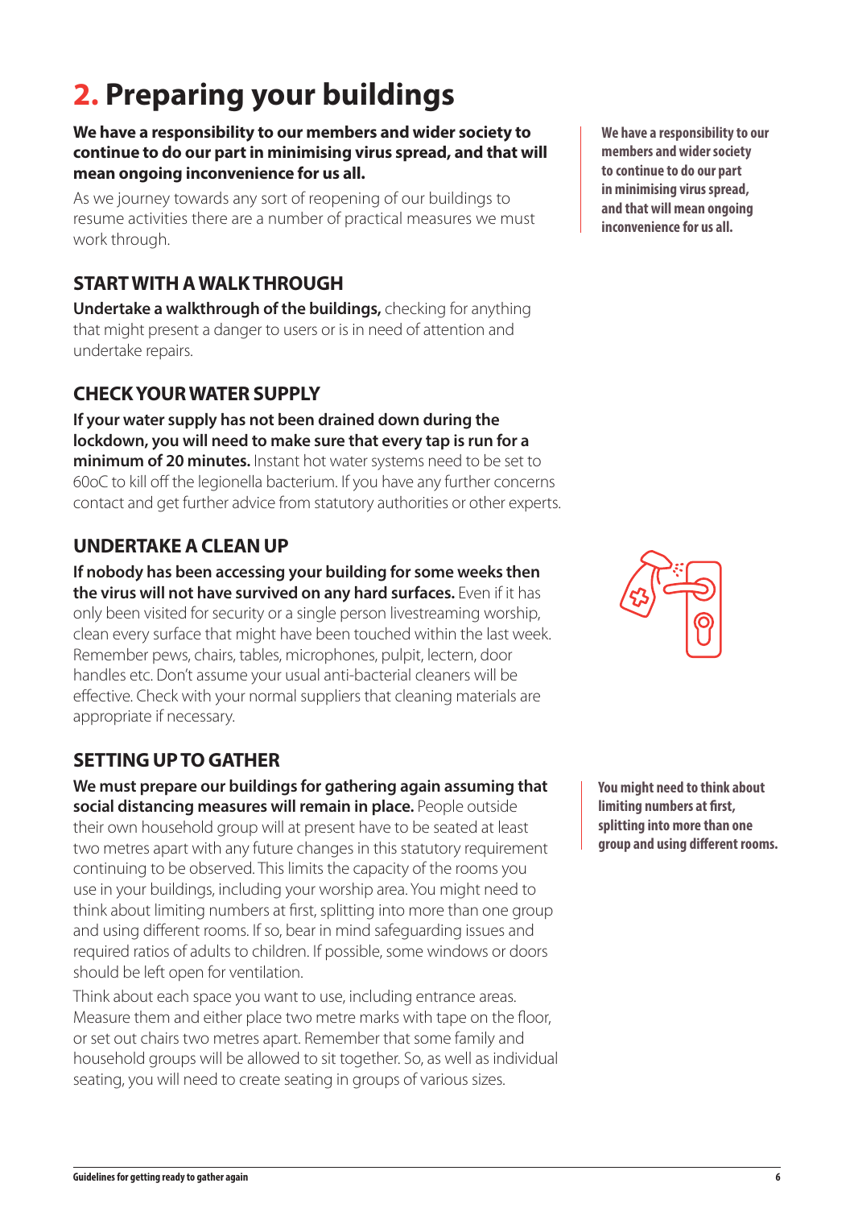# 2. Preparing your buildings

**We have a responsibility to our members and wider society to continue to do our part in minimising virus spread, and that will mean ongoing inconvenience for us all.**

As we journey towards any sort of reopening of our buildings to resume activities there are a number of practical measures we must work through.

**We have a responsibility to our members and wider society to continue to do our part in minimising virus spread, and that will mean ongoing inconvenience for us all.**

## START WITH A WALK THROUGH

**Undertake a walkthrough of the buildings,** checking for anything that might present a danger to users or is in need of attention and undertake repairs.

## CHECK YOUR WATER SUPPLY

**If your water supply has not been drained down during the lockdown, you will need to make sure that every tap is run for a minimum of 20 minutes.** Instant hot water systems need to be set to 60oC to kill off the legionella bacterium. If you have any further concerns contact and get further advice from statutory authorities or other experts.

## UNDERTAKE A CLEAN UP

**If nobody has been accessing your building for some weeks then the virus will not have survived on any hard surfaces.** Even if it has only been visited for security or a single person livestreaming worship, clean every surface that might have been touched within the last week. Remember pews, chairs, tables, microphones, pulpit, lectern, door handles etc. Don't assume your usual anti-bacterial cleaners will be effective. Check with your normal suppliers that cleaning materials are appropriate if necessary.

## SETTING UP TO GATHER

**We must prepare our buildings for gathering again assuming that social distancing measures will remain in place.** People outside their own household group will at present have to be seated at least two metres apart with any future changes in this statutory requirement continuing to be observed. This limits the capacity of the rooms you use in your buildings, including your worship area. You might need to think about limiting numbers at first, splitting into more than one group and using different rooms. If so, bear in mind safeguarding issues and required ratios of adults to children. If possible, some windows or doors should be left open for ventilation.

**You might need to think about limiting numbers at first, splitting into more than one group and using different rooms.**

Think about each space you want to use, including entrance areas. Measure them and either place two metre marks with tape on the floor, or set out chairs two metres apart. Remember that some family and household groups will be allowed to sit together. So, as well as individual seating, you will need to create seating in groups of various sizes.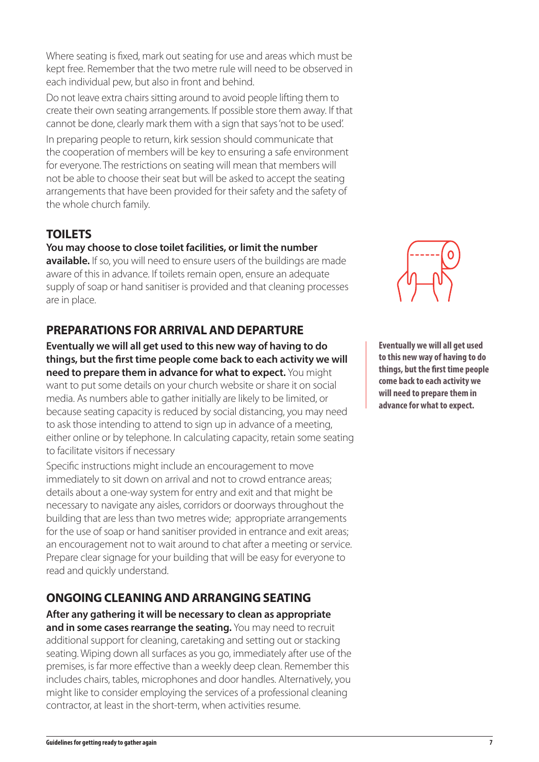Where seating is fixed, mark out seating for use and areas which must be kept free. Remember that the two metre rule will need to be observed in each individual pew, but also in front and behind.

Do not leave extra chairs sitting around to avoid people lifting them to create their own seating arrangements. If possible store them away. If that cannot be done, clearly mark them with a sign that says 'not to be used'.

In preparing people to return, kirk session should communicate that the cooperation of members will be key to ensuring a safe environment for everyone. The restrictions on seating will mean that members will not be able to choose their seat but will be asked to accept the seating arrangements that have been provided for their safety and the safety of the whole church family.

## TOILETS

**You may choose to close toilet facilities, or limit the number available.** If so, you will need to ensure users of the buildings are made aware of this in advance. If toilets remain open, ensure an adequate supply of soap or hand sanitiser is provided and that cleaning processes are in place.

## PREPARATIONS FOR ARRIVAL AND DEPARTURE

**Eventually we will all get used to this new way of having to do things, but the first time people come back to each activity we will need to prepare them in advance for what to expect.** You might want to put some details on your church website or share it on social media. As numbers able to gather initially are likely to be limited, or because seating capacity is reduced by social distancing, you may need to ask those intending to attend to sign up in advance of a meeting, either online or by telephone. In calculating capacity, retain some seating to facilitate visitors if necessary

**Eventually we will all get used to this new way of having to do things, but the first time people come back to each activity we will need to prepare them in advance for what to expect.**

Specific instructions might include an encouragement to move immediately to sit down on arrival and not to crowd entrance areas; details about a one-way system for entry and exit and that might be necessary to navigate any aisles, corridors or doorways throughout the building that are less than two metres wide; appropriate arrangements for the use of soap or hand sanitiser provided in entrance and exit areas; an encouragement not to wait around to chat after a meeting or service. Prepare clear signage for your building that will be easy for everyone to read and quickly understand.

## ONGOING CLEANING AND ARRANGING SEATING

**After any gathering it will be necessary to clean as appropriate and in some cases rearrange the seating.** You may need to recruit additional support for cleaning, caretaking and setting out or stacking seating. Wiping down all surfaces as you go, immediately after use of the premises, is far more effective than a weekly deep clean. Remember this includes chairs, tables, microphones and door handles. Alternatively, you might like to consider employing the services of a professional cleaning contractor, at least in the short-term, when activities resume.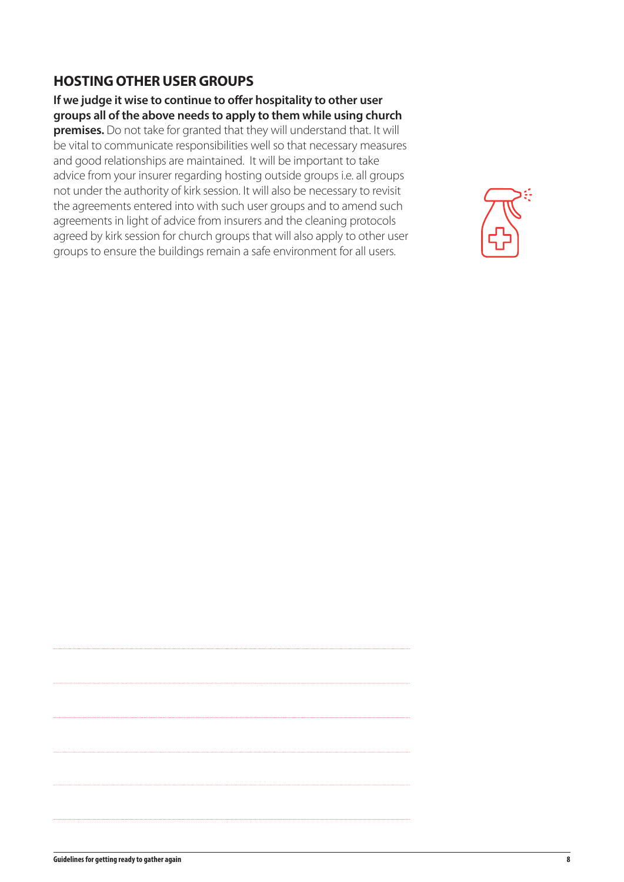## HOSTING OTHER USER GROUPS

**If we judge it wise to continue to offer hospitality to other user groups all of the above needs to apply to them while using church premises.** Do not take for granted that they will understand that. It will be vital to communicate responsibilities well so that necessary measures and good relationships are maintained. It will be important to take advice from your insurer regarding hosting outside groups i.e. all groups not under the authority of kirk session. It will also be necessary to revisit the agreements entered into with such user groups and to amend such agreements in light of advice from insurers and the cleaning protocols agreed by kirk session for church groups that will also apply to other user groups to ensure the buildings remain a safe environment for all users.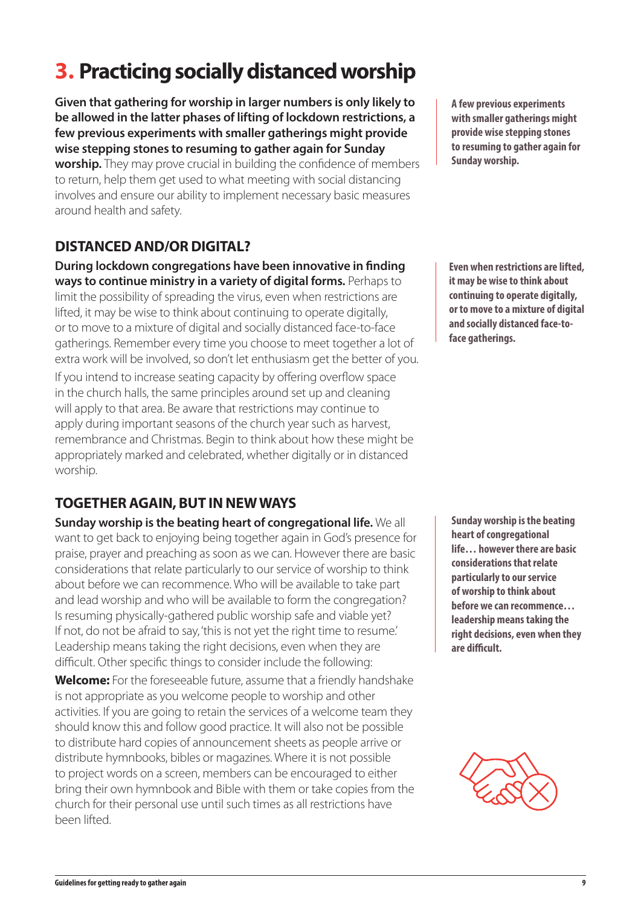# 3. Practicing socially distanced worship

**Given that gathering for worship in larger numbers is only likely to be allowed in the latter phases of lifting of lockdown restrictions, a few previous experiments with smaller gatherings might provide wise stepping stones to resuming to gather again for Sunday worship.** They may prove crucial in building the confidence of members to return, help them get used to what meeting with social distancing involves and ensure our ability to implement necessary basic measures around health and safety.

**A few previous experiments with smaller gatherings might provide wise stepping stones to resuming to gather again for Sunday worship.**

## DISTANCED AND/OR DIGITAL?

**During lockdown congregations have been innovative in finding ways to continue ministry in a variety of digital forms.** Perhaps to limit the possibility of spreading the virus, even when restrictions are lifted, it may be wise to think about continuing to operate digitally, or to move to a mixture of digital and socially distanced face-to-face gatherings. Remember every time you choose to meet together a lot of extra work will be involved, so don't let enthusiasm get the better of you.

**Even when restrictions are lifted, it may be wise to think about continuing to operate digitally, or to move to a mixture of digital and socially distanced face-to-face gatherings.**

If you intend to increase seating capacity by offering overflow space in the church halls, the same principles around set up and cleaning will apply to that area. Be aware that restrictions may continue to apply during important seasons of the church year such as harvest, remembrance and Christmas. Begin to think about how these might be appropriately marked and celebrated, whether digitally or in distanced worship.

## TOGETHER AGAIN, BUT IN NEW WAYS

**Sunday worship is the beating heart of congregational life.** We all want to get back to enjoying being together again in God's presence for praise, prayer and preaching as soon as we can. However there are basic considerations that relate particularly to our service of worship to think about before we can recommence. Who will be available to take part and lead worship and who will be available to form the congregation? Is resuming physically-gathered public worship safe and viable yet? If not, do not be afraid to say, 'this is not yet the right time to resume.' Leadership means taking the right decisions, even when they are difficult. Other specific things to consider include the following:

**Sunday worship is the beating heart of congregational life… however there are basic considerations that relate particularly to our service of worship to think about before we can recommence… leadership means taking the right decisions, even when they are difficult.**

**Welcome:** For the foreseeable future, assume that a friendly handshake is not appropriate as you welcome people to worship and other activities. If you are going to retain the services of a welcome team they should know this and follow good practice. It will also not be possible to distribute hard copies of announcement sheets as people arrive or distribute hymnbooks, bibles or magazines. Where it is not possible to project words on a screen, members can be encouraged to either bring their own hymnbook and Bible with them or take copies from the church for their personal use until such times as all restrictions have been lifted.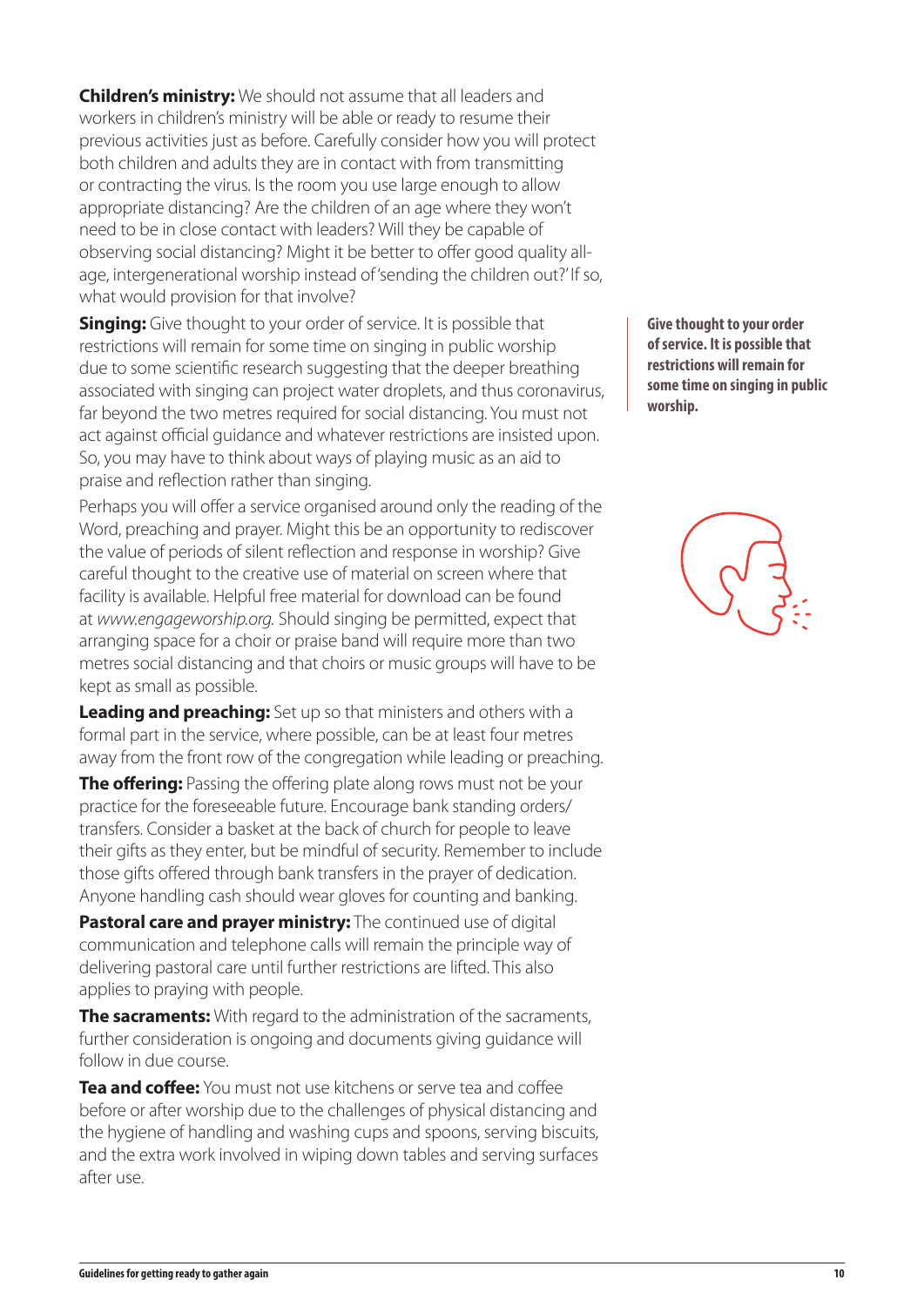**Children's ministry:** We should not assume that all leaders and workers in children's ministry will be able or ready to resume their previous activities just as before. Carefully consider how you will protect both children and adults they are in contact with from transmitting or contracting the virus. Is the room you use large enough to allow appropriate distancing? Are the children of an age where they won't need to be in close contact with leaders? Will they be capable of observing social distancing? Might it be better to offer good quality all-age, intergenerational worship instead of 'sending the children out?' If so, what would provision for that involve?

**Singing:** Give thought to your order of service. It is possible that restrictions will remain for some time on singing in public worship due to some scientific research suggesting that the deeper breathing associated with singing can project water droplets, and thus coronavirus, far beyond the two metres required for social distancing. You must not act against official guidance and whatever restrictions are insisted upon. So, you may have to think about ways of playing music as an aid to praise and reflection rather than singing.

Perhaps you will offer a service organised around only the reading of the Word, preaching and prayer. Might this be an opportunity to rediscover the value of periods of silent reflection and response in worship? Give careful thought to the creative use of material on screen where that facility is available. Helpful free material for download can be found at *www.engageworship.org.* Should singing be permitted, expect that arranging space for a choir or praise band will require more than two metres social distancing and that choirs or music groups will have to be kept as small as possible.

**Give thought to your order of service. It is possible that restrictions will remain for some time on singing in public worship.**

**Leading and preaching:** Set up so that ministers and others with a formal part in the service, where possible, can be at least four metres away from the front row of the congregation while leading or preaching.

**The offering:** Passing the offering plate along rows must not be your practice for the foreseeable future. Encourage bank standing orders/transfers. Consider a basket at the back of church for people to leave their gifts as they enter, but be mindful of security. Remember to include those gifts offered through bank transfers in the prayer of dedication. Anyone handling cash should wear gloves for counting and banking.

**Pastoral care and prayer ministry:** The continued use of digital communication and telephone calls will remain the principle way of delivering pastoral care until further restrictions are lifted. This also applies to praying with people.

**The sacraments:** With regard to the administration of the sacraments, further consideration is ongoing and documents giving guidance will follow in due course.

**Tea and coffee:** You must not use kitchens or serve tea and coffee before or after worship due to the challenges of physical distancing and the hygiene of handling and washing cups and spoons, serving biscuits, and the extra work involved in wiping down tables and serving surfaces after use.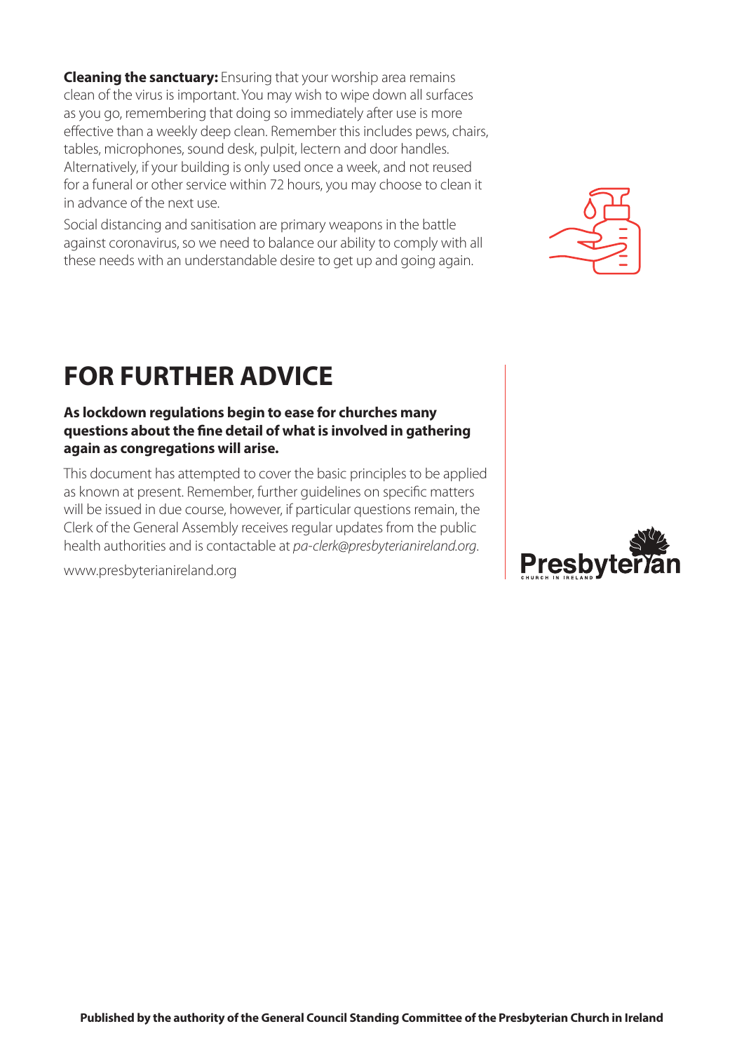**Cleaning the sanctuary:** Ensuring that your worship area remains clean of the virus is important. You may wish to wipe down all surfaces as you go, remembering that doing so immediately after use is more effective than a weekly deep clean. Remember this includes pews, chairs, tables, microphones, sound desk, pulpit, lectern and door handles. Alternatively, if your building is only used once a week, and not reused for a funeral or other service within 72 hours, you may choose to clean it in advance of the next use.

Social distancing and sanitisation are primary weapons in the battle against coronavirus, so we need to balance our ability to comply with all these needs with an understandable desire to get up and going again.

# FOR FURTHER ADVICE

**As lockdown regulations begin to ease for churches many questions about the fine detail of what is involved in gathering again as congregations will arise.**

This document has attempted to cover the basic principles to be applied as known at present. Remember, further guidelines on specific matters will be issued in due course, however, if particular questions remain, the Clerk of the General Assembly receives regular updates from the public health authorities and is contactable at *pa-clerk@presbyterianireland.org*.

www.presbyterianireland.org

Presbyterian CHURCH IN IRELAND

**Published by the authority of the General Council Standing Committee of the Presbyterian Church in Ireland**